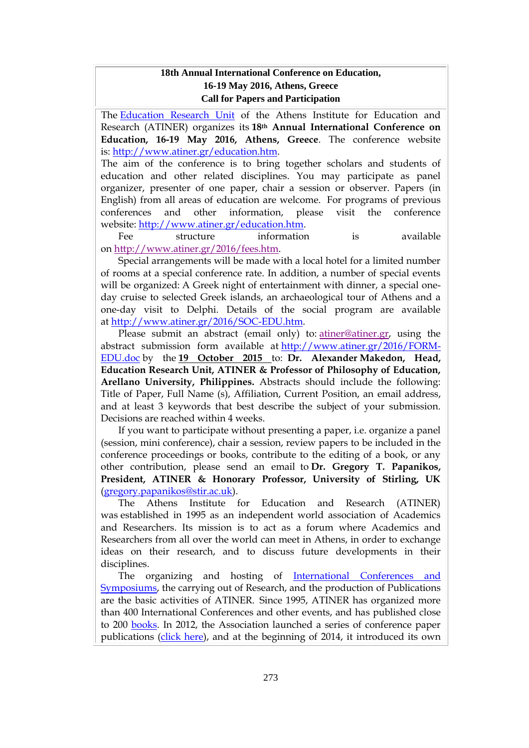**18th Annual International Conference on Education,**
**16-19 May 2016, Athens, Greece**
**Call for Papers and Participation**

The Education Research Unit of the Athens Institute for Education and Research (ATINER) organizes its **18th Annual International Conference on Education, 16-19 May 2016, Athens, Greece**. The conference website is: http://www.atiner.gr/education.htm.

The aim of the conference is to bring together scholars and students of education and other related disciplines. You may participate as panel organizer, presenter of one paper, chair a session or observer. Papers (in English) from all areas of education are welcome. For programs of previous conferences and other information, please visit the conference website: http://www.atiner.gr/education.htm.

Fee structure information is available on http://www.atiner.gr/2016/fees.htm.

Special arrangements will be made with a local hotel for a limited number of rooms at a special conference rate. In addition, a number of special events will be organized: A Greek night of entertainment with dinner, a special one-day cruise to selected Greek islands, an archaeological tour of Athens and a one-day visit to Delphi. Details of the social program are available at http://www.atiner.gr/2016/SOC-EDU.htm.

Please submit an abstract (email only) to: atiner@atiner.gr, using the abstract submission form available at http://www.atiner.gr/2016/FORM-EDU.doc by the **19 October 2015** to: **Dr. Alexander Makedon, Head, Education Research Unit, ATINER & Professor of Philosophy of Education, Arellano University, Philippines.** Abstracts should include the following: Title of Paper, Full Name (s), Affiliation, Current Position, an email address, and at least 3 keywords that best describe the subject of your submission. Decisions are reached within 4 weeks.

If you want to participate without presenting a paper, i.e. organize a panel (session, mini conference), chair a session, review papers to be included in the conference proceedings or books, contribute to the editing of a book, or any other contribution, please send an email to **Dr. Gregory T. Papanikos, President, ATINER & Honorary Professor, University of Stirling, UK** (gregory.papanikos@stir.ac.uk).

The Athens Institute for Education and Research (ATINER) was established in 1995 as an independent world association of Academics and Researchers. Its mission is to act as a forum where Academics and Researchers from all over the world can meet in Athens, in order to exchange ideas on their research, and to discuss future developments in their disciplines.

The organizing and hosting of International Conferences and Symposiums, the carrying out of Research, and the production of Publications are the basic activities of ATINER. Since 1995, ATINER has organized more than 400 International Conferences and other events, and has published close to 200 books. In 2012, the Association launched a series of conference paper publications (click here), and at the beginning of 2014, it introduced its own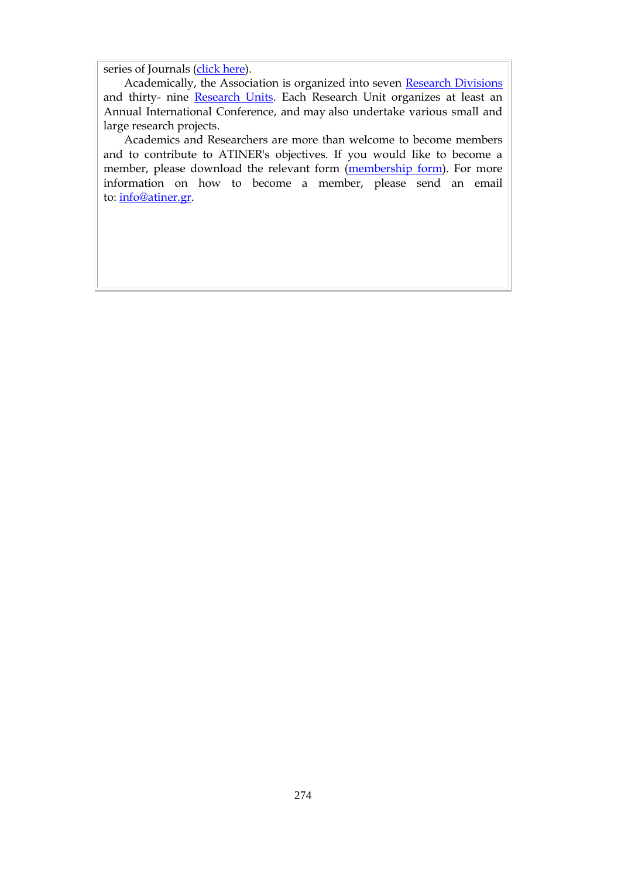series of Journals (click here).

Academically, the Association is organized into seven Research Divisions and thirty- nine Research Units. Each Research Unit organizes at least an Annual International Conference, and may also undertake various small and large research projects.

Academics and Researchers are more than welcome to become members and to contribute to ATINER's objectives. If you would like to become a member, please download the relevant form (membership form). For more information on how to become a member, please send an email to: info@atiner.gr.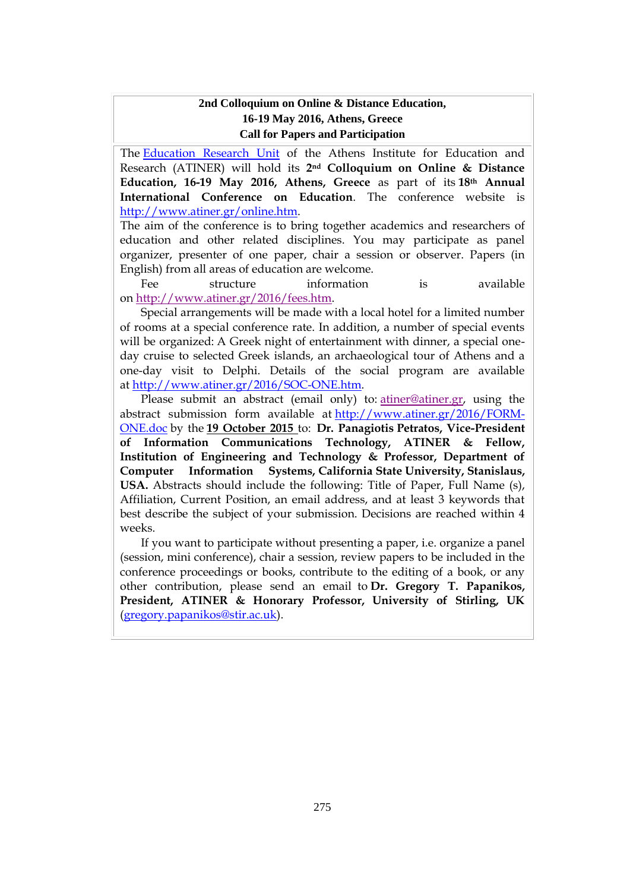**2nd Colloquium on Online & Distance Education,**
**16-19 May 2016, Athens, Greece**
**Call for Papers and Participation**

The Education Research Unit of the Athens Institute for Education and Research (ATINER) will hold its **2nd Colloquium on Online & Distance Education, 16-19 May 2016, Athens, Greece** as part of its **18th Annual International Conference on Education**. The conference website is http://www.atiner.gr/online.htm.

The aim of the conference is to bring together academics and researchers of education and other related disciplines. You may participate as panel organizer, presenter of one paper, chair a session or observer. Papers (in English) from all areas of education are welcome.

Fee structure information is available on http://www.atiner.gr/2016/fees.htm.

Special arrangements will be made with a local hotel for a limited number of rooms at a special conference rate. In addition, a number of special events will be organized: A Greek night of entertainment with dinner, a special one-day cruise to selected Greek islands, an archaeological tour of Athens and a one-day visit to Delphi. Details of the social program are available at http://www.atiner.gr/2016/SOC-ONE.htm.

Please submit an abstract (email only) to: atiner@atiner.gr, using the abstract submission form available at http://www.atiner.gr/2016/FORM-ONE.doc by the **19 October 2015** to: **Dr. Panagiotis Petratos, Vice-President of Information Communications Technology, ATINER & Fellow, Institution of Engineering and Technology & Professor, Department of Computer Information Systems, California State University, Stanislaus, USA.** Abstracts should include the following: Title of Paper, Full Name (s), Affiliation, Current Position, an email address, and at least 3 keywords that best describe the subject of your submission. Decisions are reached within 4 weeks.

If you want to participate without presenting a paper, i.e. organize a panel (session, mini conference), chair a session, review papers to be included in the conference proceedings or books, contribute to the editing of a book, or any other contribution, please send an email to **Dr. Gregory T. Papanikos, President, ATINER & Honorary Professor, University of Stirling, UK** (gregory.papanikos@stir.ac.uk).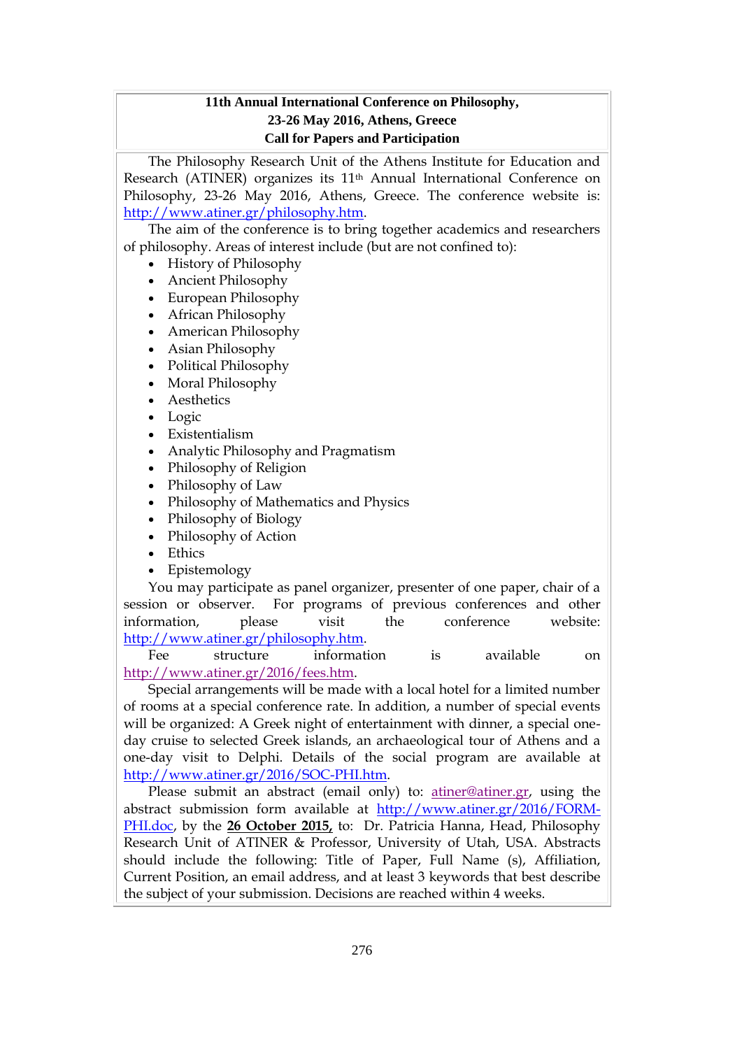**11th Annual International Conference on Philosophy,**
**23-26 May 2016, Athens, Greece**
**Call for Papers and Participation**

The Philosophy Research Unit of the Athens Institute for Education and Research (ATINER) organizes its 11th Annual International Conference on Philosophy, 23-26 May 2016, Athens, Greece. The conference website is: http://www.atiner.gr/philosophy.htm.

The aim of the conference is to bring together academics and researchers of philosophy. Areas of interest include (but are not confined to):

- History of Philosophy
- Ancient Philosophy
- European Philosophy
- African Philosophy
- American Philosophy
- Asian Philosophy
- Political Philosophy
- Moral Philosophy
- Aesthetics
- Logic
- Existentialism
- Analytic Philosophy and Pragmatism
- Philosophy of Religion
- Philosophy of Law
- Philosophy of Mathematics and Physics
- Philosophy of Biology
- Philosophy of Action
- Ethics
- Epistemology

You may participate as panel organizer, presenter of one paper, chair of a session or observer. For programs of previous conferences and other information, please visit the conference website: http://www.atiner.gr/philosophy.htm.

Fee structure information is available on http://www.atiner.gr/2016/fees.htm.

Special arrangements will be made with a local hotel for a limited number of rooms at a special conference rate. In addition, a number of special events will be organized: A Greek night of entertainment with dinner, a special one-day cruise to selected Greek islands, an archaeological tour of Athens and a one-day visit to Delphi. Details of the social program are available at http://www.atiner.gr/2016/SOC-PHI.htm.

Please submit an abstract (email only) to: atiner@atiner.gr, using the abstract submission form available at http://www.atiner.gr/2016/FORM-PHI.doc, by the **26 October 2015,** to: Dr. Patricia Hanna, Head, Philosophy Research Unit of ATINER & Professor, University of Utah, USA. Abstracts should include the following: Title of Paper, Full Name (s), Affiliation, Current Position, an email address, and at least 3 keywords that best describe the subject of your submission. Decisions are reached within 4 weeks.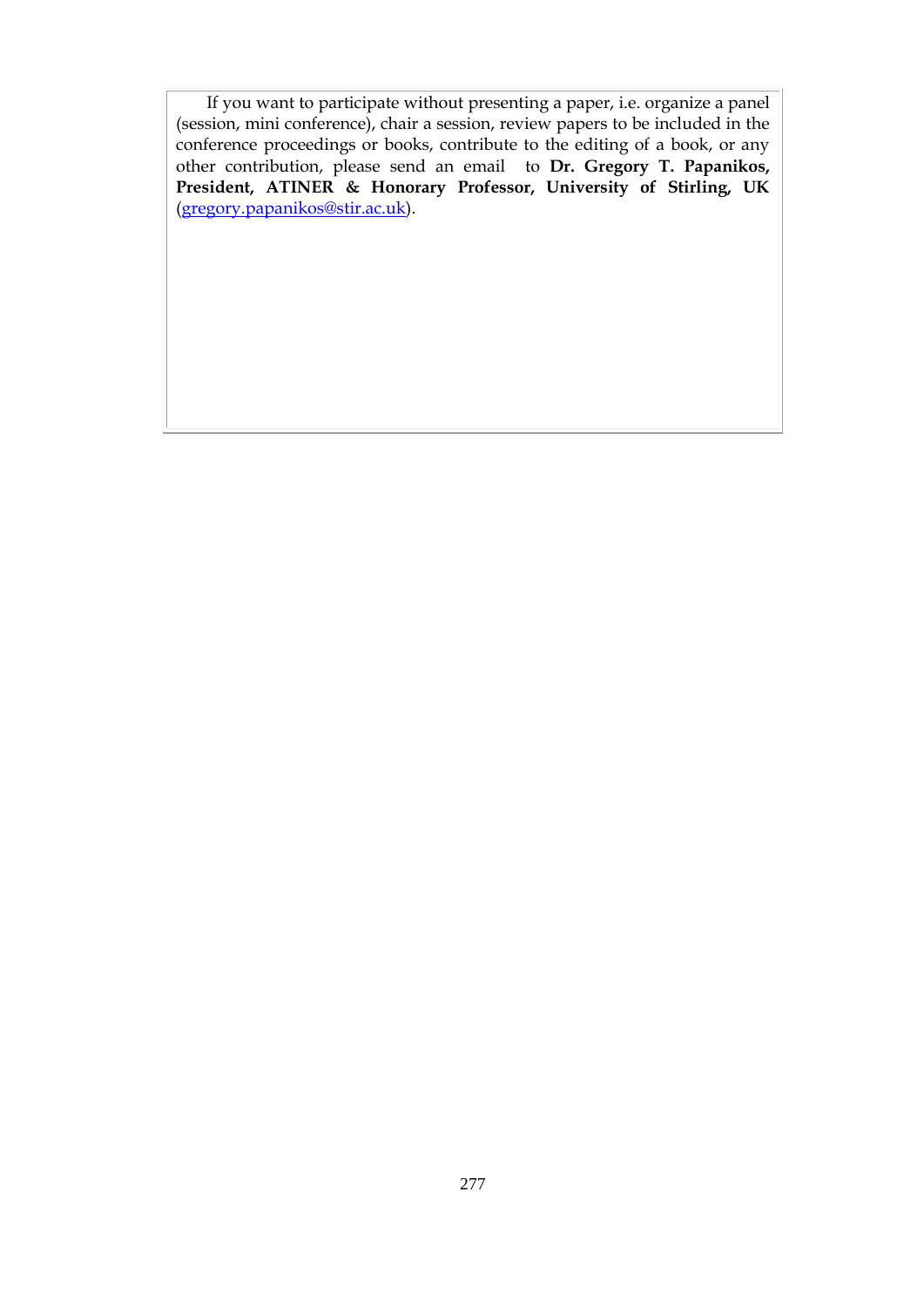If you want to participate without presenting a paper, i.e. organize a panel (session, mini conference), chair a session, review papers to be included in the conference proceedings or books, contribute to the editing of a book, or any other contribution, please send an email to **Dr. Gregory T. Papanikos, President, ATINER & Honorary Professor, University of Stirling, UK** (gregory.papanikos@stir.ac.uk).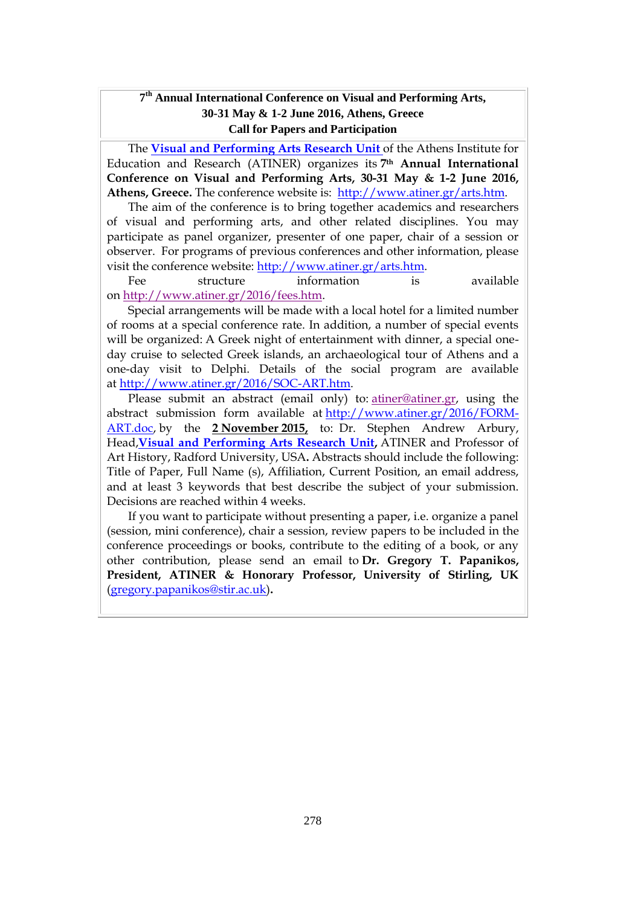**7th Annual International Conference on Visual and Performing Arts, 30-31 May & 1-2 June 2016, Athens, Greece**
**Call for Papers and Participation**

The **Visual and Performing Arts Research Unit** of the Athens Institute for Education and Research (ATINER) organizes its **7th Annual International Conference on Visual and Performing Arts, 30-31 May & 1-2 June 2016, Athens, Greece.** The conference website is: http://www.atiner.gr/arts.htm.

The aim of the conference is to bring together academics and researchers of visual and performing arts, and other related disciplines. You may participate as panel organizer, presenter of one paper, chair of a session or observer. For programs of previous conferences and other information, please visit the conference website: http://www.atiner.gr/arts.htm.

Fee structure information is available on http://www.atiner.gr/2016/fees.htm.

Special arrangements will be made with a local hotel for a limited number of rooms at a special conference rate. In addition, a number of special events will be organized: A Greek night of entertainment with dinner, a special one-day cruise to selected Greek islands, an archaeological tour of Athens and a one-day visit to Delphi. Details of the social program are available at http://www.atiner.gr/2016/SOC-ART.htm.

Please submit an abstract (email only) to: atiner@atiner.gr, using the abstract submission form available at http://www.atiner.gr/2016/FORM-ART.doc, by the **2 November 2015,** to: Dr. Stephen Andrew Arbury, Head, **Visual and Performing Arts Research Unit**, ATINER and Professor of Art History, Radford University, USA**.** Abstracts should include the following: Title of Paper, Full Name (s), Affiliation, Current Position, an email address, and at least 3 keywords that best describe the subject of your submission. Decisions are reached within 4 weeks.

If you want to participate without presenting a paper, i.e. organize a panel (session, mini conference), chair a session, review papers to be included in the conference proceedings or books, contribute to the editing of a book, or any other contribution, please send an email to **Dr. Gregory T. Papanikos, President, ATINER & Honorary Professor, University of Stirling, UK** (gregory.papanikos@stir.ac.uk)**.**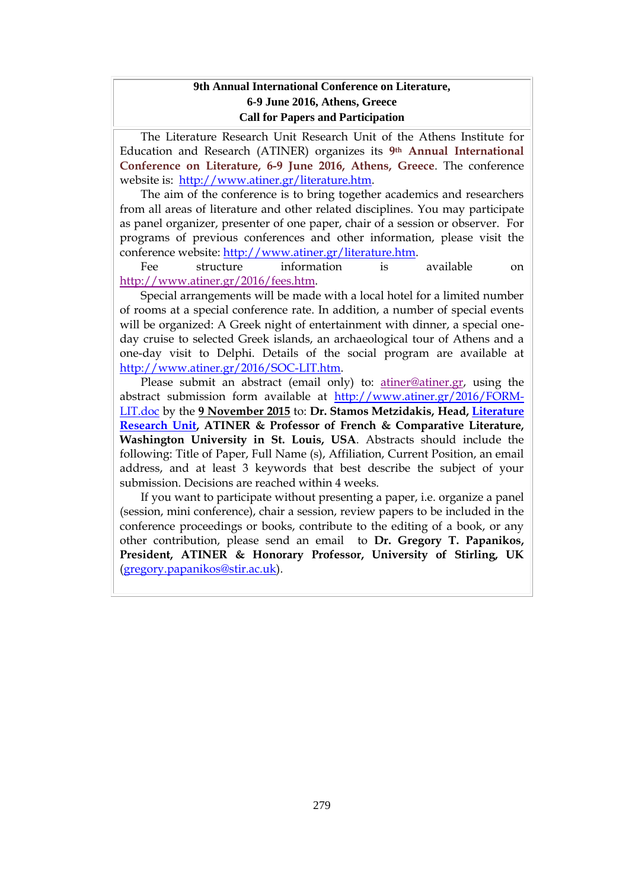**9th Annual International Conference on Literature,**
**6-9 June 2016, Athens, Greece**
**Call for Papers and Participation**

The Literature Research Unit Research Unit of the Athens Institute for Education and Research (ATINER) organizes its **9th Annual International Conference on Literature, 6-9 June 2016, Athens, Greece**. The conference website is: http://www.atiner.gr/literature.htm.

The aim of the conference is to bring together academics and researchers from all areas of literature and other related disciplines. You may participate as panel organizer, presenter of one paper, chair of a session or observer. For programs of previous conferences and other information, please visit the conference website: http://www.atiner.gr/literature.htm.

Fee structure information is available on http://www.atiner.gr/2016/fees.htm.

Special arrangements will be made with a local hotel for a limited number of rooms at a special conference rate. In addition, a number of special events will be organized: A Greek night of entertainment with dinner, a special one-day cruise to selected Greek islands, an archaeological tour of Athens and a one-day visit to Delphi. Details of the social program are available at http://www.atiner.gr/2016/SOC-LIT.htm.

Please submit an abstract (email only) to: atiner@atiner.gr, using the abstract submission form available at http://www.atiner.gr/2016/FORM-LIT.doc by the **9 November 2015** to: **Dr. Stamos Metzidakis, Head, Literature Research Unit, ATINER & Professor of French & Comparative Literature, Washington University in St. Louis, USA**. Abstracts should include the following: Title of Paper, Full Name (s), Affiliation, Current Position, an email address, and at least 3 keywords that best describe the subject of your submission. Decisions are reached within 4 weeks.

If you want to participate without presenting a paper, i.e. organize a panel (session, mini conference), chair a session, review papers to be included in the conference proceedings or books, contribute to the editing of a book, or any other contribution, please send an email to **Dr. Gregory T. Papanikos, President, ATINER & Honorary Professor, University of Stirling, UK** (gregory.papanikos@stir.ac.uk).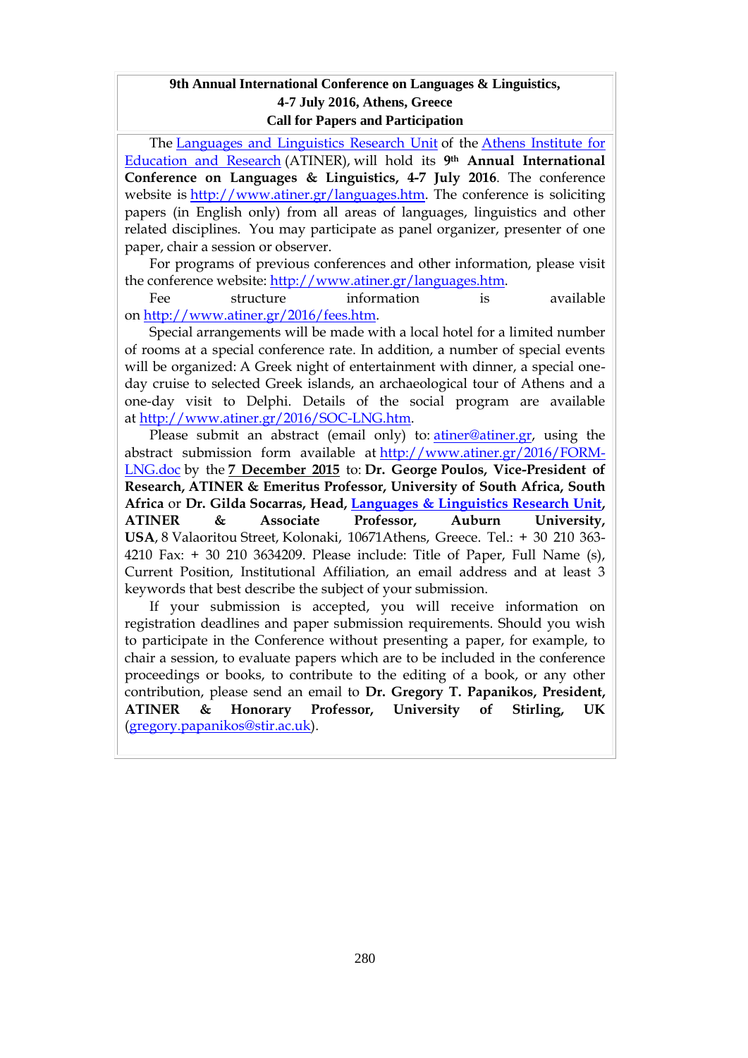**9th Annual International Conference on Languages & Linguistics,**
**4-7 July 2016, Athens, Greece**
**Call for Papers and Participation**

The Languages and Linguistics Research Unit of the Athens Institute for Education and Research (ATINER), will hold its **9th Annual International Conference on Languages & Linguistics, 4-7 July 2016**. The conference website is http://www.atiner.gr/languages.htm. The conference is soliciting papers (in English only) from all areas of languages, linguistics and other related disciplines. You may participate as panel organizer, presenter of one paper, chair a session or observer.

For programs of previous conferences and other information, please visit the conference website: http://www.atiner.gr/languages.htm.

Fee structure information is available on http://www.atiner.gr/2016/fees.htm.

Special arrangements will be made with a local hotel for a limited number of rooms at a special conference rate. In addition, a number of special events will be organized: A Greek night of entertainment with dinner, a special one-day cruise to selected Greek islands, an archaeological tour of Athens and a one-day visit to Delphi. Details of the social program are available at http://www.atiner.gr/2016/SOC-LNG.htm.

Please submit an abstract (email only) to: atiner@atiner.gr, using the abstract submission form available at http://www.atiner.gr/2016/FORM-LNG.doc by the **7 December 2015** to: **Dr. George Poulos, Vice-President of Research, ATINER & Emeritus Professor, University of South Africa, South Africa** or **Dr. Gilda Socarras, Head, Languages & Linguistics Research Unit, ATINER & Associate Professor, Auburn University, USA**, 8 Valaoritou Street, Kolonaki, 10671Athens, Greece. Tel.: + 30 210 363-4210 Fax: + 30 210 3634209. Please include: Title of Paper, Full Name (s), Current Position, Institutional Affiliation, an email address and at least 3 keywords that best describe the subject of your submission.

If your submission is accepted, you will receive information on registration deadlines and paper submission requirements. Should you wish to participate in the Conference without presenting a paper, for example, to chair a session, to evaluate papers which are to be included in the conference proceedings or books, to contribute to the editing of a book, or any other contribution, please send an email to **Dr. Gregory T. Papanikos, President, ATINER & Honorary Professor, University of Stirling, UK** (gregory.papanikos@stir.ac.uk).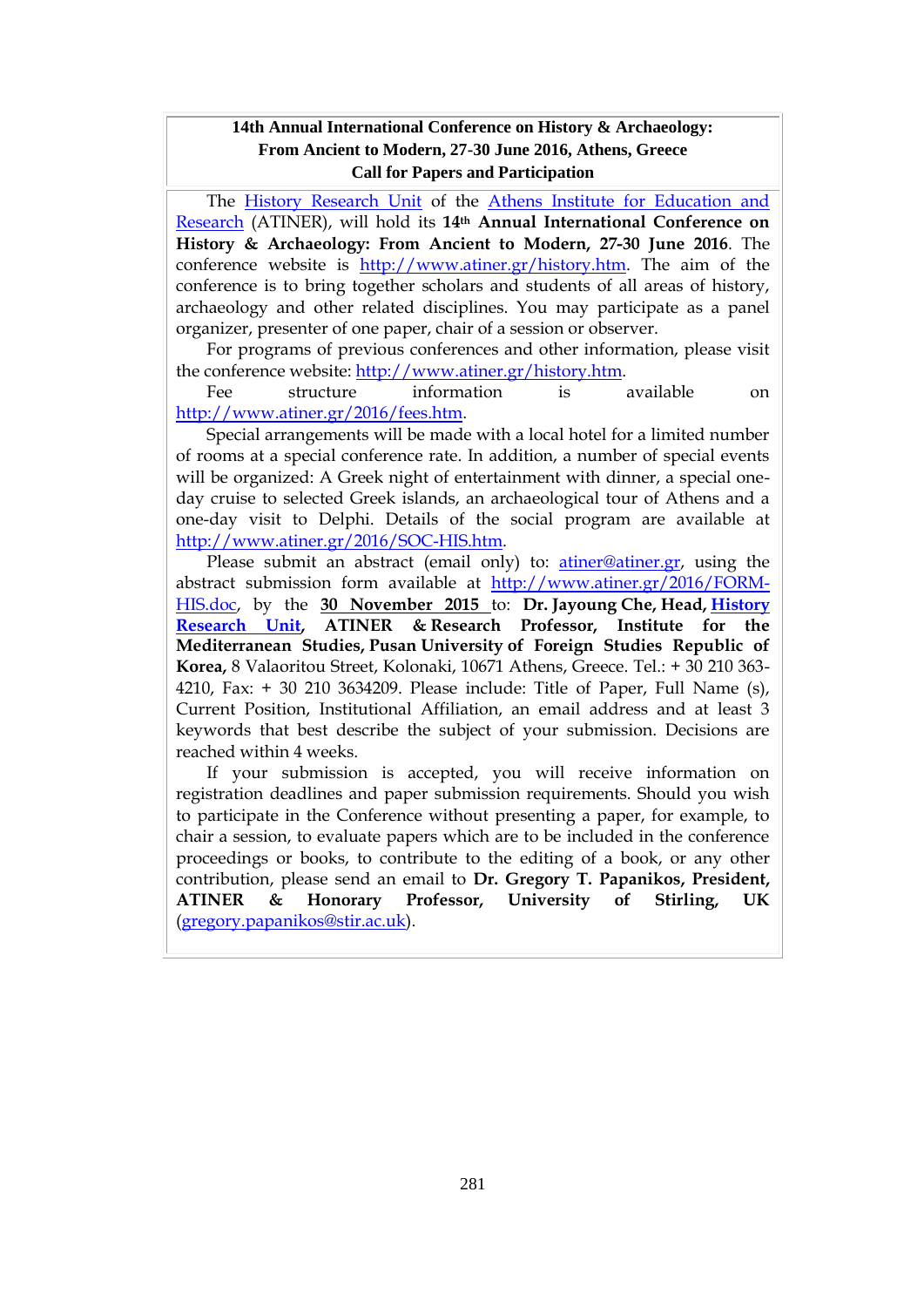**14th Annual International Conference on History & Archaeology: From Ancient to Modern, 27-30 June 2016, Athens, Greece**
**Call for Papers and Participation**

The History Research Unit of the Athens Institute for Education and Research (ATINER), will hold its **14th Annual International Conference on History & Archaeology: From Ancient to Modern, 27-30 June 2016**. The conference website is http://www.atiner.gr/history.htm. The aim of the conference is to bring together scholars and students of all areas of history, archaeology and other related disciplines. You may participate as a panel organizer, presenter of one paper, chair of a session or observer.

For programs of previous conferences and other information, please visit the conference website: http://www.atiner.gr/history.htm.

Fee structure information is available on http://www.atiner.gr/2016/fees.htm.

Special arrangements will be made with a local hotel for a limited number of rooms at a special conference rate. In addition, a number of special events will be organized: A Greek night of entertainment with dinner, a special one-day cruise to selected Greek islands, an archaeological tour of Athens and a one-day visit to Delphi. Details of the social program are available at http://www.atiner.gr/2016/SOC-HIS.htm.

Please submit an abstract (email only) to: atiner@atiner.gr, using the abstract submission form available at http://www.atiner.gr/2016/FORM-HIS.doc, by the **30 November 2015** to: **Dr. Jayoung Che, Head, History Research Unit, ATINER & Research Professor, Institute for the Mediterranean Studies, Pusan University of Foreign Studies Republic of Korea,** 8 Valaoritou Street, Kolonaki, 10671 Athens, Greece. Tel.: + 30 210 363-4210, Fax: + 30 210 3634209. Please include: Title of Paper, Full Name (s), Current Position, Institutional Affiliation, an email address and at least 3 keywords that best describe the subject of your submission. Decisions are reached within 4 weeks.

If your submission is accepted, you will receive information on registration deadlines and paper submission requirements. Should you wish to participate in the Conference without presenting a paper, for example, to chair a session, to evaluate papers which are to be included in the conference proceedings or books, to contribute to the editing of a book, or any other contribution, please send an email to **Dr. Gregory T. Papanikos, President, ATINER & Honorary Professor, University of Stirling, UK** (gregory.papanikos@stir.ac.uk).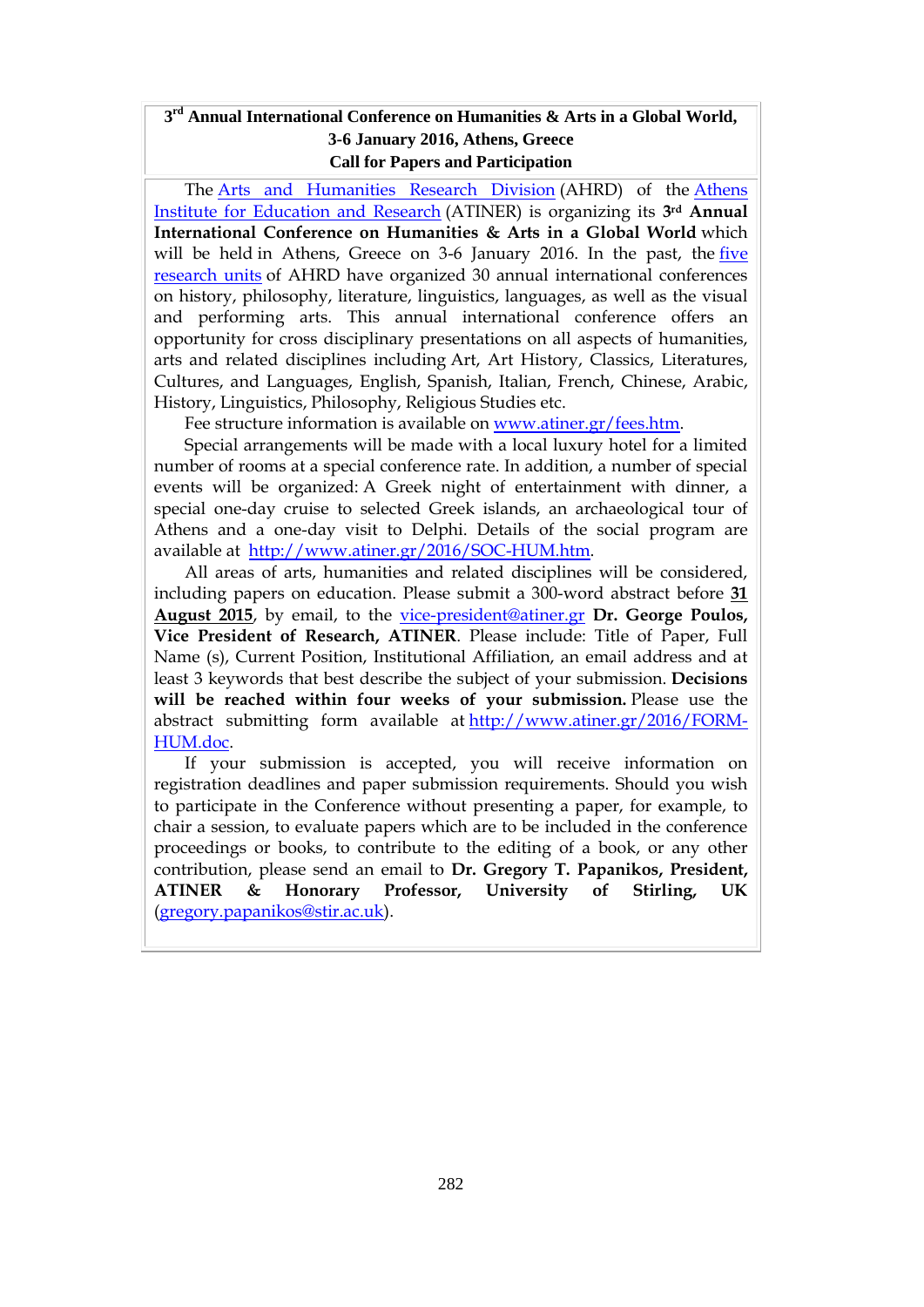**3rd Annual International Conference on Humanities & Arts in a Global World, 3-6 January 2016, Athens, Greece**
**Call for Papers and Participation**

The Arts and Humanities Research Division (AHRD) of the Athens Institute for Education and Research (ATINER) is organizing its **3rd Annual International Conference on Humanities & Arts in a Global World** which will be held in Athens, Greece on 3-6 January 2016. In the past, the five research units of AHRD have organized 30 annual international conferences on history, philosophy, literature, linguistics, languages, as well as the visual and performing arts. This annual international conference offers an opportunity for cross disciplinary presentations on all aspects of humanities, arts and related disciplines including Art, Art History, Classics, Literatures, Cultures, and Languages, English, Spanish, Italian, French, Chinese, Arabic, History, Linguistics, Philosophy, Religious Studies etc.

Fee structure information is available on www.atiner.gr/fees.htm.

Special arrangements will be made with a local luxury hotel for a limited number of rooms at a special conference rate. In addition, a number of special events will be organized: A Greek night of entertainment with dinner, a special one-day cruise to selected Greek islands, an archaeological tour of Athens and a one-day visit to Delphi. Details of the social program are available at http://www.atiner.gr/2016/SOC-HUM.htm.

All areas of arts, humanities and related disciplines will be considered, including papers on education. Please submit a 300-word abstract before **31 August 2015**, by email, to the vice-president@atiner.gr **Dr. George Poulos, Vice President of Research, ATINER**. Please include: Title of Paper, Full Name (s), Current Position, Institutional Affiliation, an email address and at least 3 keywords that best describe the subject of your submission. **Decisions will be reached within four weeks of your submission.** Please use the abstract submitting form available at http://www.atiner.gr/2016/FORM-HUM.doc.

If your submission is accepted, you will receive information on registration deadlines and paper submission requirements. Should you wish to participate in the Conference without presenting a paper, for example, to chair a session, to evaluate papers which are to be included in the conference proceedings or books, to contribute to the editing of a book, or any other contribution, please send an email to **Dr. Gregory T. Papanikos, President, ATINER & Honorary Professor, University of Stirling, UK** (gregory.papanikos@stir.ac.uk).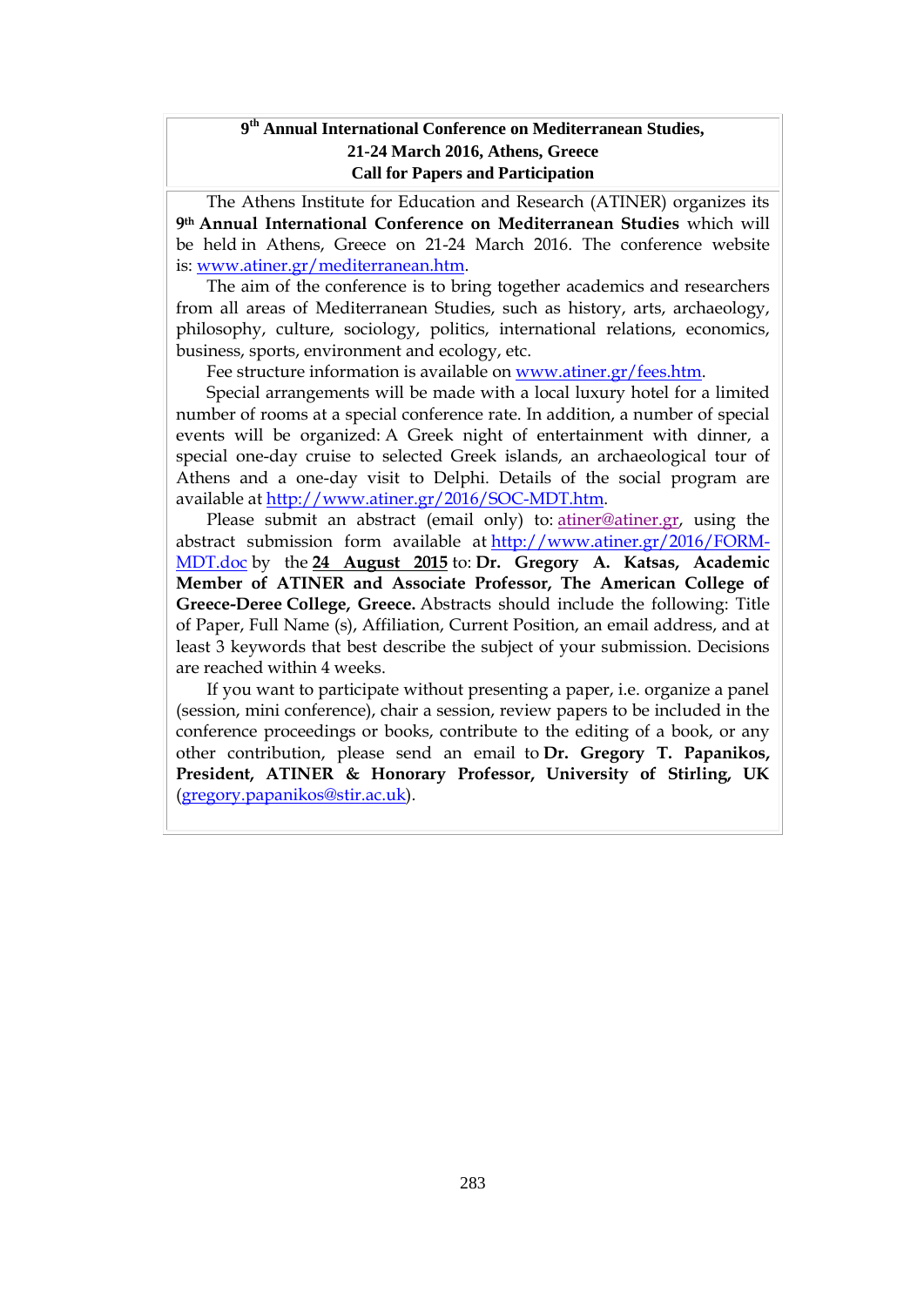**9th Annual International Conference on Mediterranean Studies, 21-24 March 2016, Athens, Greece**
**Call for Papers and Participation**

The Athens Institute for Education and Research (ATINER) organizes its **9th Annual International Conference on Mediterranean Studies** which will be held in Athens, Greece on 21-24 March 2016. The conference website is: www.atiner.gr/mediterranean.htm.

The aim of the conference is to bring together academics and researchers from all areas of Mediterranean Studies, such as history, arts, archaeology, philosophy, culture, sociology, politics, international relations, economics, business, sports, environment and ecology, etc.

Fee structure information is available on www.atiner.gr/fees.htm.

Special arrangements will be made with a local luxury hotel for a limited number of rooms at a special conference rate. In addition, a number of special events will be organized: A Greek night of entertainment with dinner, a special one-day cruise to selected Greek islands, an archaeological tour of Athens and a one-day visit to Delphi. Details of the social program are available at http://www.atiner.gr/2016/SOC-MDT.htm.

Please submit an abstract (email only) to: atiner@atiner.gr, using the abstract submission form available at http://www.atiner.gr/2016/FORM-MDT.doc by the **24 August 2015** to: **Dr. Gregory A. Katsas, Academic Member of ATINER and Associate Professor, The American College of Greece-Deree College, Greece.** Abstracts should include the following: Title of Paper, Full Name (s), Affiliation, Current Position, an email address, and at least 3 keywords that best describe the subject of your submission. Decisions are reached within 4 weeks.

If you want to participate without presenting a paper, i.e. organize a panel (session, mini conference), chair a session, review papers to be included in the conference proceedings or books, contribute to the editing of a book, or any other contribution, please send an email to **Dr. Gregory T. Papanikos, President, ATINER & Honorary Professor, University of Stirling, UK** (gregory.papanikos@stir.ac.uk).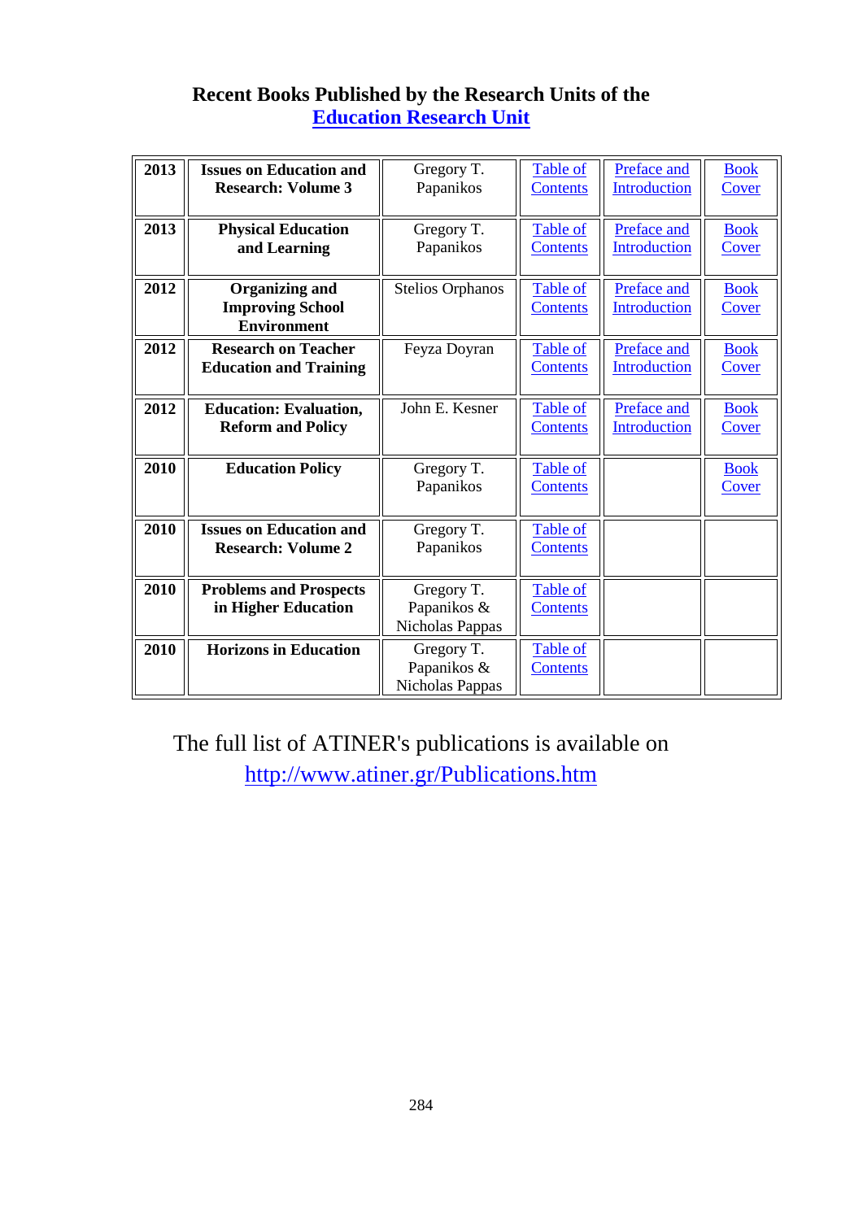## Recent Books Published by the Research Units of the Education Research Unit

| Year | Title | Author(s) | | | |
|---|---|---|---|---|---|
| **2013** | **Issues on Education and Research: Volume 3** | Gregory T. Papanikos | Table of Contents | Preface and Introduction | Book Cover |
| **2013** | **Physical Education and Learning** | Gregory T. Papanikos | Table of Contents | Preface and Introduction | Book Cover |
| **2012** | **Organizing and Improving School Environment** | Stelios Orphanos | Table of Contents | Preface and Introduction | Book Cover |
| **2012** | **Research on Teacher Education and Training** | Feyza Doyran | Table of Contents | Preface and Introduction | Book Cover |
| **2012** | **Education: Evaluation, Reform and Policy** | John E. Kesner | Table of Contents | Preface and Introduction | Book Cover |
| **2010** | **Education Policy** | Gregory T. Papanikos | Table of Contents | | Book Cover |
| **2010** | **Issues on Education and Research: Volume 2** | Gregory T. Papanikos | Table of Contents | | |
| **2010** | **Problems and Prospects in Higher Education** | Gregory T. Papanikos & Nicholas Pappas | Table of Contents | | |
| **2010** | **Horizons in Education** | Gregory T. Papanikos & Nicholas Pappas | Table of Contents | | |

The full list of ATINER's publications is available on http://www.atiner.gr/Publications.htm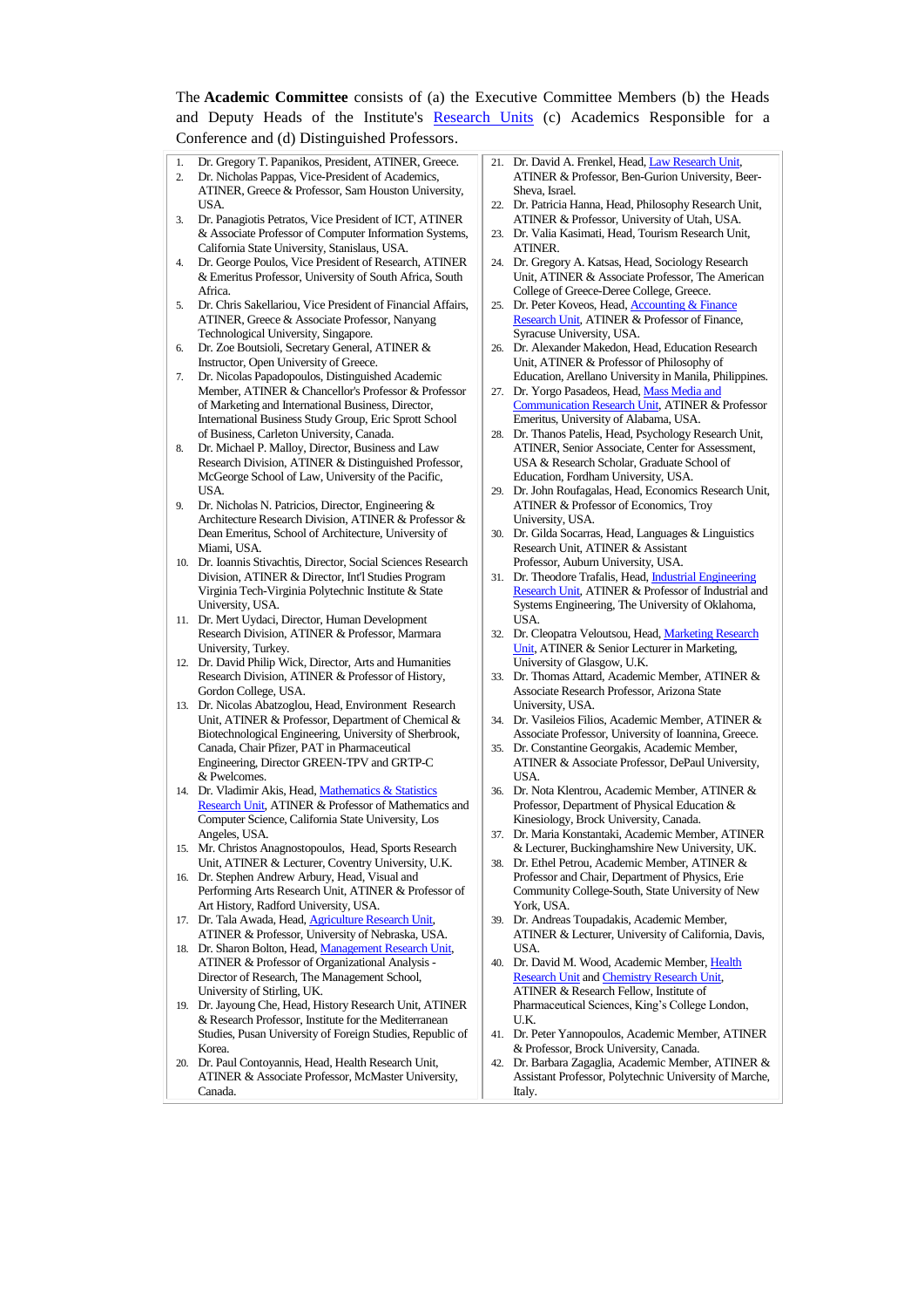The **Academic Committee** consists of (a) the Executive Committee Members (b) the Heads and Deputy Heads of the Institute's Research Units (c) Academics Responsible for a Conference and (d) Distinguished Professors.

1. Dr. Gregory T. Papanikos, President, ATINER, Greece.
2. Dr. Nicholas Pappas, Vice-President of Academics, ATINER, Greece & Professor, Sam Houston University, USA.
3. Dr. Panagiotis Petratos, Vice President of ICT, ATINER & Associate Professor of Computer Information Systems, California State University, Stanislaus, USA.
4. Dr. George Poulos, Vice President of Research, ATINER & Emeritus Professor, University of South Africa, South Africa.
5. Dr. Chris Sakellariou, Vice President of Financial Affairs, ATINER, Greece & Associate Professor, Nanyang Technological University, Singapore.
6. Dr. Zoe Boutsioli, Secretary General, ATINER & Instructor, Open University of Greece.
7. Dr. Nicolas Papadopoulos, Distinguished Academic Member, ATINER & Chancellor's Professor & Professor of Marketing and International Business, Director, International Business Study Group, Eric Sprott School of Business, Carleton University, Canada.
8. Dr. Michael P. Malloy, Director, Business and Law Research Division, ATINER & Distinguished Professor, McGeorge School of Law, University of the Pacific, USA.
9. Dr. Nicholas N. Patricios, Director, Engineering & Architecture Research Division, ATINER & Professor & Dean Emeritus, School of Architecture, University of Miami, USA.
10. Dr. Ioannis Stivachtis, Director, Social Sciences Research Division, ATINER & Director, Int'l Studies Program Virginia Tech-Virginia Polytechnic Institute & State University, USA.
11. Dr. Mert Uydaci, Director, Human Development Research Division, ATINER & Professor, Marmara University, Turkey.
12. Dr. David Philip Wick, Director, Arts and Humanities Research Division, ATINER & Professor of History, Gordon College, USA.
13. Dr. Nicolas Abatzoglou, Head, Environment Research Unit, ATINER & Professor, Department of Chemical & Biotechnological Engineering, University of Sherbrook, Canada, Chair Pfizer, PAT in Pharmaceutical Engineering, Director GREEN-TPV and GRTP-C & Pwelcomes.
14. Dr. Vladimir Akis, Head, Mathematics & Statistics Research Unit, ATINER & Professor of Mathematics and Computer Science, California State University, Los Angeles, USA.
15. Mr. Christos Anagnostopoulos, Head, Sports Research Unit, ATINER & Lecturer, Coventry University, U.K.
16. Dr. Stephen Andrew Arbury, Head, Visual and Performing Arts Research Unit, ATINER & Professor of Art History, Radford University, USA.
17. Dr. Tala Awada, Head, Agriculture Research Unit, ATINER & Professor, University of Nebraska, USA.
18. Dr. Sharon Bolton, Head, Management Research Unit, ATINER & Professor of Organizational Analysis - Director of Research, The Management School, University of Stirling, UK.
19. Dr. Jayoung Che, Head, History Research Unit, ATINER & Research Professor, Institute for the Mediterranean Studies, Pusan University of Foreign Studies, Republic of Korea.
20. Dr. Paul Contoyannis, Head, Health Research Unit, ATINER & Associate Professor, McMaster University, Canada.
21. Dr. David A. Frenkel, Head, Law Research Unit, ATINER & Professor, Ben-Gurion University, Beer-Sheva, Israel.
22. Dr. Patricia Hanna, Head, Philosophy Research Unit, ATINER & Professor, University of Utah, USA.
23. Dr. Valia Kasimati, Head, Tourism Research Unit, ATINER.
24. Dr. Gregory A. Katsas, Head, Sociology Research Unit, ATINER & Associate Professor, The American College of Greece-Deree College, Greece.
25. Dr. Peter Koveos, Head, Accounting & Finance Research Unit, ATINER & Professor of Finance, Syracuse University, USA.
26. Dr. Alexander Makedon, Head, Education Research Unit, ATINER & Professor of Philosophy of Education, Arellano University in Manila, Philippines.
27. Dr. Yorgo Pasadeos, Head, Mass Media and Communication Research Unit, ATINER & Professor Emeritus, University of Alabama, USA.
28. Dr. Thanos Patelis, Head, Psychology Research Unit, ATINER, Senior Associate, Center for Assessment, USA & Research Scholar, Graduate School of Education, Fordham University, USA.
29. Dr. John Roufagalas, Head, Economics Research Unit, ATINER & Professor of Economics, Troy University, USA.
30. Dr. Gilda Socarras, Head, Languages & Linguistics Research Unit, ATINER & Assistant Professor, Auburn University, USA.
31. Dr. Theodore Trafalis, Head, Industrial Engineering Research Unit, ATINER & Professor of Industrial and Systems Engineering, The University of Oklahoma, USA.
32. Dr. Cleopatra Veloutsou, Head, Marketing Research Unit, ATINER & Senior Lecturer in Marketing, University of Glasgow, U.K.
33. Dr. Thomas Attard, Academic Member, ATINER & Associate Research Professor, Arizona State University, USA.
34. Dr. Vasileios Filios, Academic Member, ATINER & Associate Professor, University of Ioannina, Greece.
35. Dr. Constantine Georgakis, Academic Member, ATINER & Associate Professor, DePaul University, USA.
36. Dr. Nota Klentrou, Academic Member, ATINER & Professor, Department of Physical Education & Kinesiology, Brock University, Canada.
37. Dr. Maria Konstantaki, Academic Member, ATINER & Lecturer, Buckinghamshire New University, UK.
38. Dr. Ethel Petrou, Academic Member, ATINER & Professor and Chair, Department of Physics, Erie Community College-South, State University of New York, USA.
39. Dr. Andreas Toupadakis, Academic Member, ATINER & Lecturer, University of California, Davis, USA.
40. Dr. David M. Wood, Academic Member, Health Research Unit and Chemistry Research Unit, ATINER & Research Fellow, Institute of Pharmaceutical Sciences, King's College London, U.K.
41. Dr. Peter Yannopoulos, Academic Member, ATINER & Professor, Brock University, Canada.
42. Dr. Barbara Zagaglia, Academic Member, ATINER & Assistant Professor, Polytechnic University of Marche, Italy.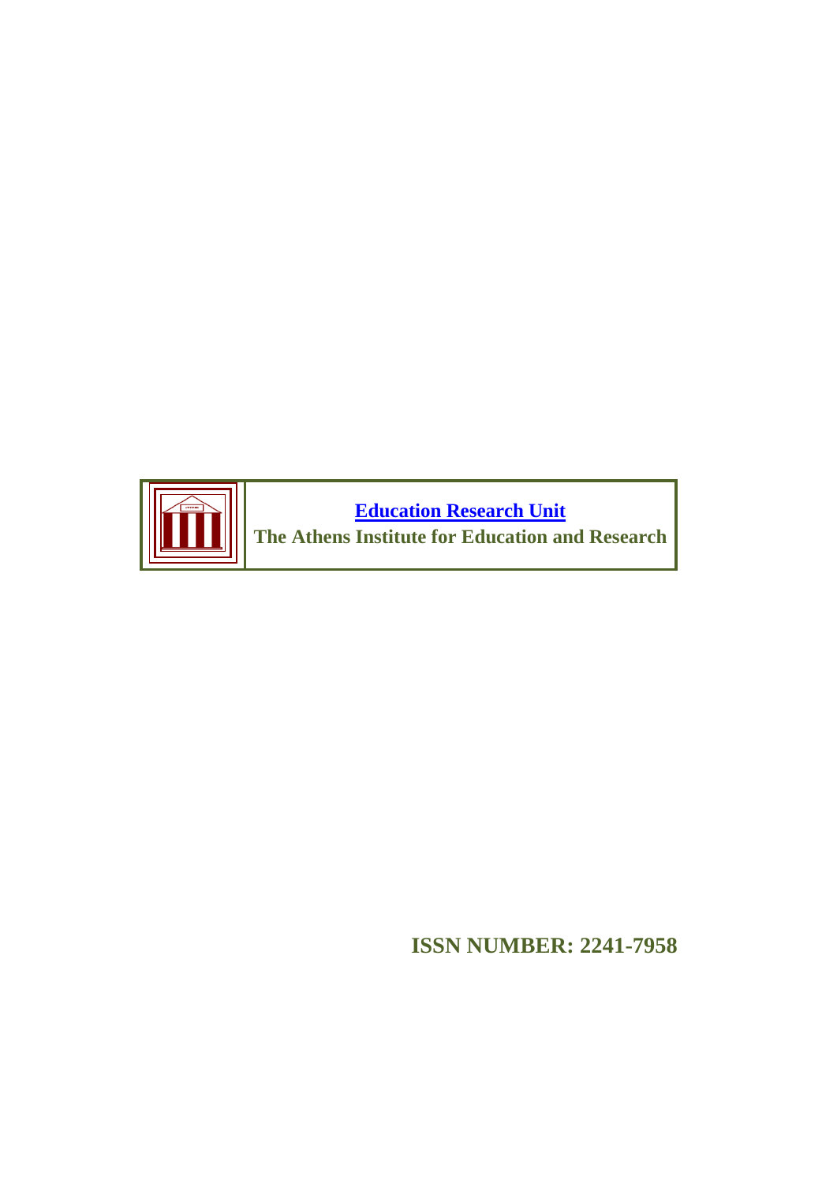**Education Research Unit**

**The Athens Institute for Education and Research**

**ISSN NUMBER: 2241-7958**